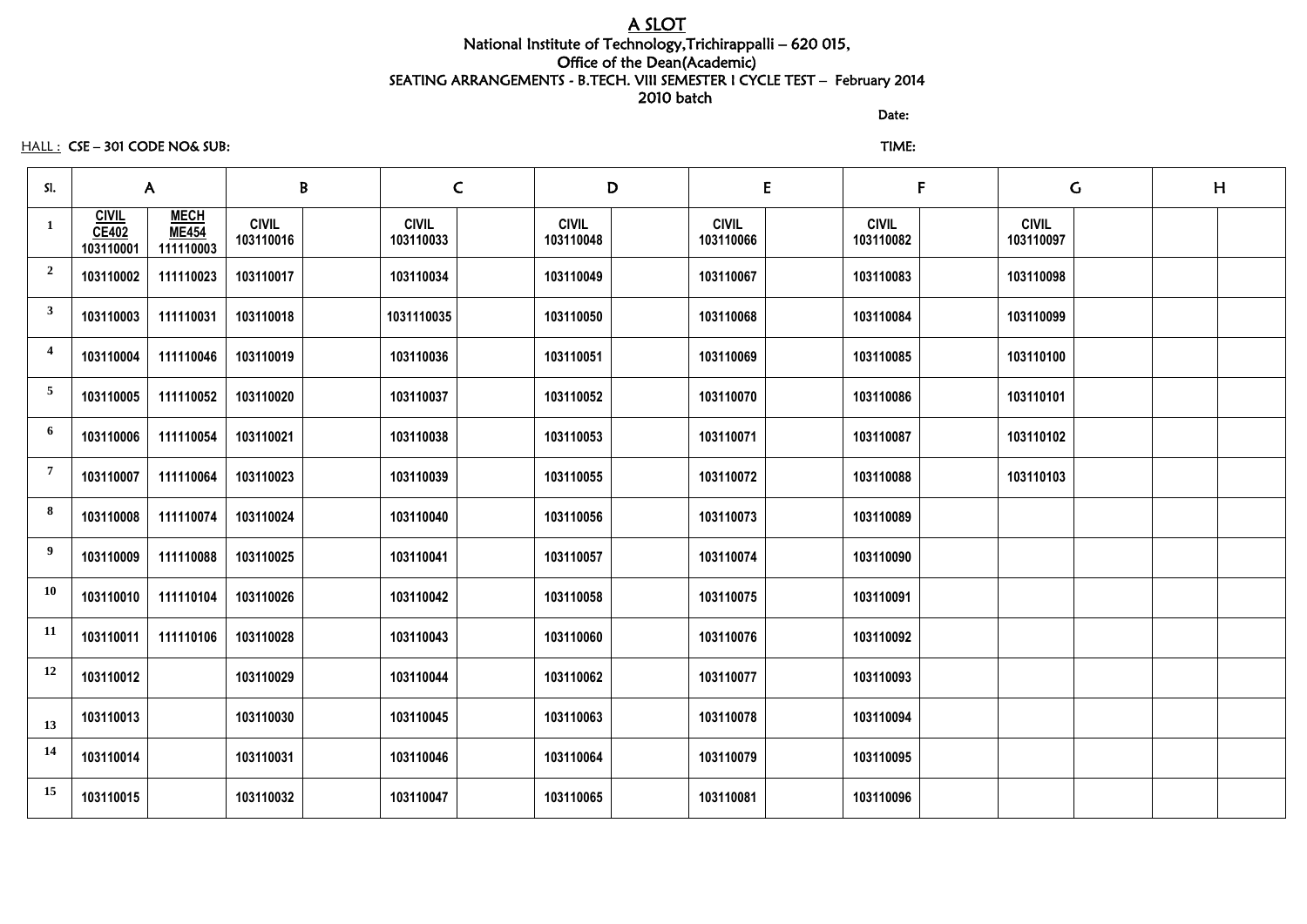# A SLOT

National Institute of Technology,Trichirappalli – 620 015,
Office of the Dean(Academic)
SEATING ARRANGEMENTS - B.TECH. VIII SEMESTER I CYCLE TEST – February 2014
2010 batch

Date:

HALL : CSE – 301 CODE NO& SUB: TIME:

| Sl. | A | | B | | C | | D | | E | | F | | G | | H | |
|---|---|---|---|---|---|---|---|---|---|---|---|---|---|---|---|---|
| 1 | CIVIL CE402 103110001 | MECH ME454 111110003 | CIVIL 103110016 | | CIVIL 103110033 | | CIVIL 103110048 | | CIVIL 103110066 | | CIVIL 103110082 | | CIVIL 103110097 | | | |
| 2 | 103110002 | 111110023 | 103110017 | | 103110034 | | 103110049 | | 103110067 | | 103110083 | | 103110098 | | | |
| 3 | 103110003 | 111110031 | 103110018 | | 1031110035 | | 103110050 | | 103110068 | | 103110084 | | 103110099 | | | |
| 4 | 103110004 | 111110046 | 103110019 | | 103110036 | | 103110051 | | 103110069 | | 103110085 | | 103110100 | | | |
| 5 | 103110005 | 111110052 | 103110020 | | 103110037 | | 103110052 | | 103110070 | | 103110086 | | 103110101 | | | |
| 6 | 103110006 | 111110054 | 103110021 | | 103110038 | | 103110053 | | 103110071 | | 103110087 | | 103110102 | | | |
| 7 | 103110007 | 111110064 | 103110023 | | 103110039 | | 103110055 | | 103110072 | | 103110088 | | 103110103 | | | |
| 8 | 103110008 | 111110074 | 103110024 | | 103110040 | | 103110056 | | 103110073 | | 103110089 | | | | | |
| 9 | 103110009 | 111110088 | 103110025 | | 103110041 | | 103110057 | | 103110074 | | 103110090 | | | | | |
| 10 | 103110010 | 111110104 | 103110026 | | 103110042 | | 103110058 | | 103110075 | | 103110091 | | | | | |
| 11 | 103110011 | 111110106 | 103110028 | | 103110043 | | 103110060 | | 103110076 | | 103110092 | | | | | |
| 12 | 103110012 | | 103110029 | | 103110044 | | 103110062 | | 103110077 | | 103110093 | | | | | |
| 13 | 103110013 | | 103110030 | | 103110045 | | 103110063 | | 103110078 | | 103110094 | | | | | |
| 14 | 103110014 | | 103110031 | | 103110046 | | 103110064 | | 103110079 | | 103110095 | | | | | |
| 15 | 103110015 | | 103110032 | | 103110047 | | 103110065 | | 103110081 | | 103110096 | | | | | |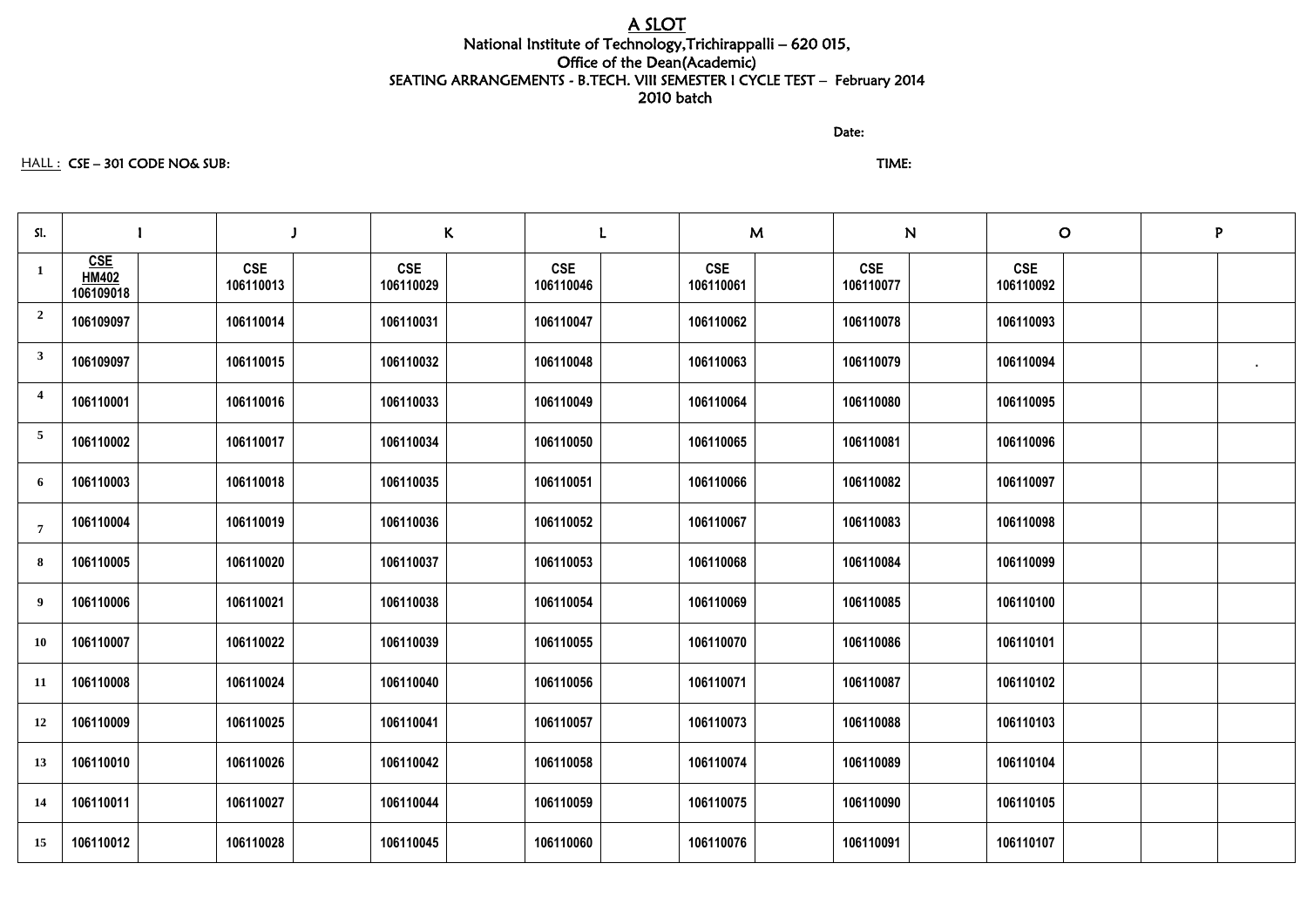<u>A SLOT</u>

National Institute of Technology,Trichirappalli – 620 015,

Office of the Dean(Academic)

SEATING ARRANGEMENTS - B.TECH. VIII SEMESTER I CYCLE TEST – February 2014

2010 batch

Date:

<u>HALL :</u> CSE – 301 CODE NO& SUB: TIME:

| Sl. | I | | J | | K | | L | | M | | N | | O | | P | |
|---|---|---|---|---|---|---|---|---|---|---|---|---|---|---|---|---|
| 1 | CSE HM402 106109018 | | CSE 106110013 | | CSE 106110029 | | CSE 106110046 | | CSE 106110061 | | CSE 106110077 | | CSE 106110092 | | | |
| 2 | 106109097 | | 106110014 | | 106110031 | | 106110047 | | 106110062 | | 106110078 | | 106110093 | | | |
| 3 | 106109097 | | 106110015 | | 106110032 | | 106110048 | | 106110063 | | 106110079 | | 106110094 | | | . |
| 4 | 106110001 | | 106110016 | | 106110033 | | 106110049 | | 106110064 | | 106110080 | | 106110095 | | | |
| 5 | 106110002 | | 106110017 | | 106110034 | | 106110050 | | 106110065 | | 106110081 | | 106110096 | | | |
| 6 | 106110003 | | 106110018 | | 106110035 | | 106110051 | | 106110066 | | 106110082 | | 106110097 | | | |
| 7 | 106110004 | | 106110019 | | 106110036 | | 106110052 | | 106110067 | | 106110083 | | 106110098 | | | |
| 8 | 106110005 | | 106110020 | | 106110037 | | 106110053 | | 106110068 | | 106110084 | | 106110099 | | | |
| 9 | 106110006 | | 106110021 | | 106110038 | | 106110054 | | 106110069 | | 106110085 | | 106110100 | | | |
| 10 | 106110007 | | 106110022 | | 106110039 | | 106110055 | | 106110070 | | 106110086 | | 106110101 | | | |
| 11 | 106110008 | | 106110024 | | 106110040 | | 106110056 | | 106110071 | | 106110087 | | 106110102 | | | |
| 12 | 106110009 | | 106110025 | | 106110041 | | 106110057 | | 106110073 | | 106110088 | | 106110103 | | | |
| 13 | 106110010 | | 106110026 | | 106110042 | | 106110058 | | 106110074 | | 106110089 | | 106110104 | | | |
| 14 | 106110011 | | 106110027 | | 106110044 | | 106110059 | | 106110075 | | 106110090 | | 106110105 | | | |
| 15 | 106110012 | | 106110028 | | 106110045 | | 106110060 | | 106110076 | | 106110091 | | 106110107 | | | |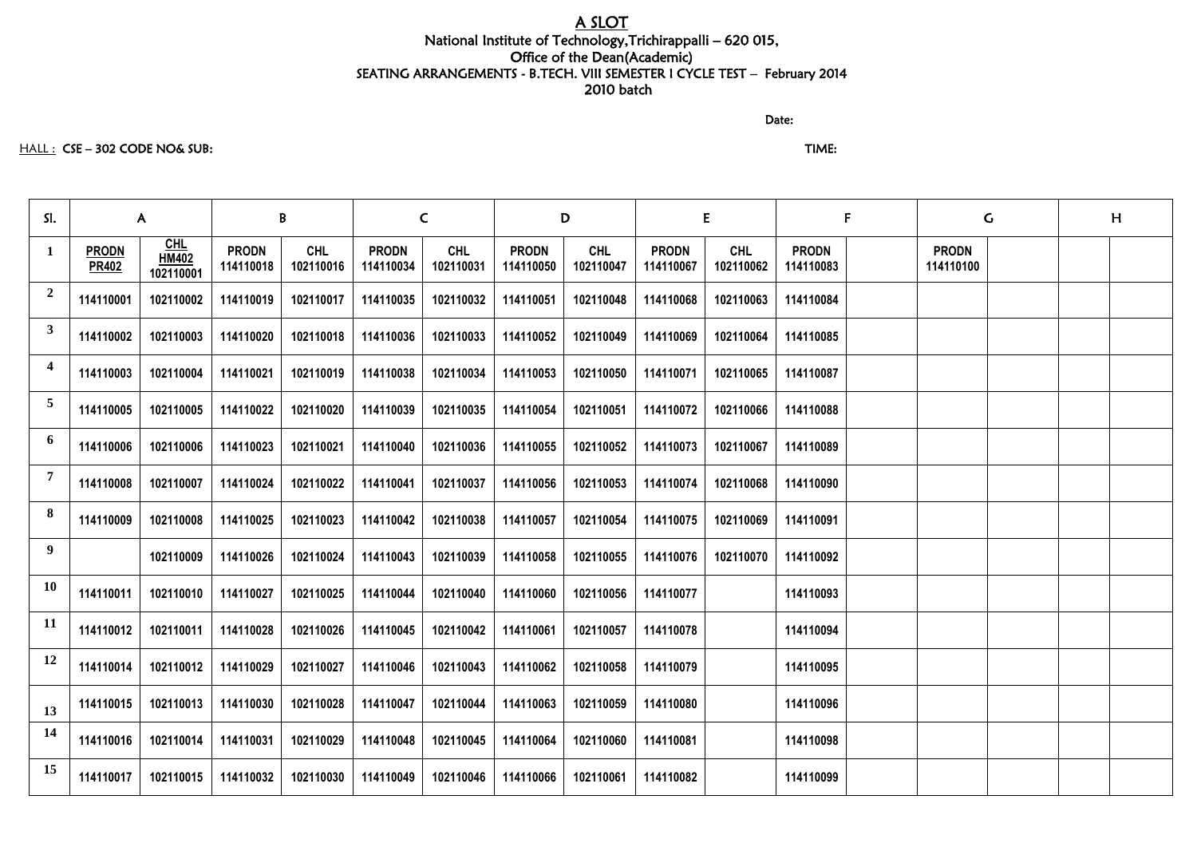# A SLOT

National Institute of Technology,Trichirappalli – 620 015,

Office of the Dean(Academic)

SEATING ARRANGEMENTS - B.TECH. VIII SEMESTER I CYCLE TEST – February 2014

2010 batch

Date:

HALL : CSE – 302 CODE NO& SUB: TIME:

| Sl. | A | | B | | C | | D | | E | | F | | G | | H | |
|---|---|---|---|---|---|---|---|---|---|---|---|---|---|---|---|---|
| 1 | PRODN PR402 | CHL HM402 102110001 | PRODN 114110018 | CHL 102110016 | PRODN 114110034 | CHL 102110031 | PRODN 114110050 | CHL 102110047 | PRODN 114110067 | CHL 102110062 | PRODN 114110083 | | PRODN 114110100 | | | |
| 2 | 114110001 | 102110002 | 114110019 | 102110017 | 114110035 | 102110032 | 114110051 | 102110048 | 114110068 | 102110063 | 114110084 | | | | | |
| 3 | 114110002 | 102110003 | 114110020 | 102110018 | 114110036 | 102110033 | 114110052 | 102110049 | 114110069 | 102110064 | 114110085 | | | | | |
| 4 | 114110003 | 102110004 | 114110021 | 102110019 | 114110038 | 102110034 | 114110053 | 102110050 | 114110071 | 102110065 | 114110087 | | | | | |
| 5 | 114110005 | 102110005 | 114110022 | 102110020 | 114110039 | 102110035 | 114110054 | 102110051 | 114110072 | 102110066 | 114110088 | | | | | |
| 6 | 114110006 | 102110006 | 114110023 | 102110021 | 114110040 | 102110036 | 114110055 | 102110052 | 114110073 | 102110067 | 114110089 | | | | | |
| 7 | 114110008 | 102110007 | 114110024 | 102110022 | 114110041 | 102110037 | 114110056 | 102110053 | 114110074 | 102110068 | 114110090 | | | | | |
| 8 | 114110009 | 102110008 | 114110025 | 102110023 | 114110042 | 102110038 | 114110057 | 102110054 | 114110075 | 102110069 | 114110091 | | | | | |
| 9 | | 102110009 | 114110026 | 102110024 | 114110043 | 102110039 | 114110058 | 102110055 | 114110076 | 102110070 | 114110092 | | | | | |
| 10 | 114110011 | 102110010 | 114110027 | 102110025 | 114110044 | 102110040 | 114110060 | 102110056 | 114110077 | | 114110093 | | | | | |
| 11 | 114110012 | 102110011 | 114110028 | 102110026 | 114110045 | 102110042 | 114110061 | 102110057 | 114110078 | | 114110094 | | | | | |
| 12 | 114110014 | 102110012 | 114110029 | 102110027 | 114110046 | 102110043 | 114110062 | 102110058 | 114110079 | | 114110095 | | | | | |
| 13 | 114110015 | 102110013 | 114110030 | 102110028 | 114110047 | 102110044 | 114110063 | 102110059 | 114110080 | | 114110096 | | | | | |
| 14 | 114110016 | 102110014 | 114110031 | 102110029 | 114110048 | 102110045 | 114110064 | 102110060 | 114110081 | | 114110098 | | | | | |
| 15 | 114110017 | 102110015 | 114110032 | 102110030 | 114110049 | 102110046 | 114110066 | 102110061 | 114110082 | | 114110099 | | | | | |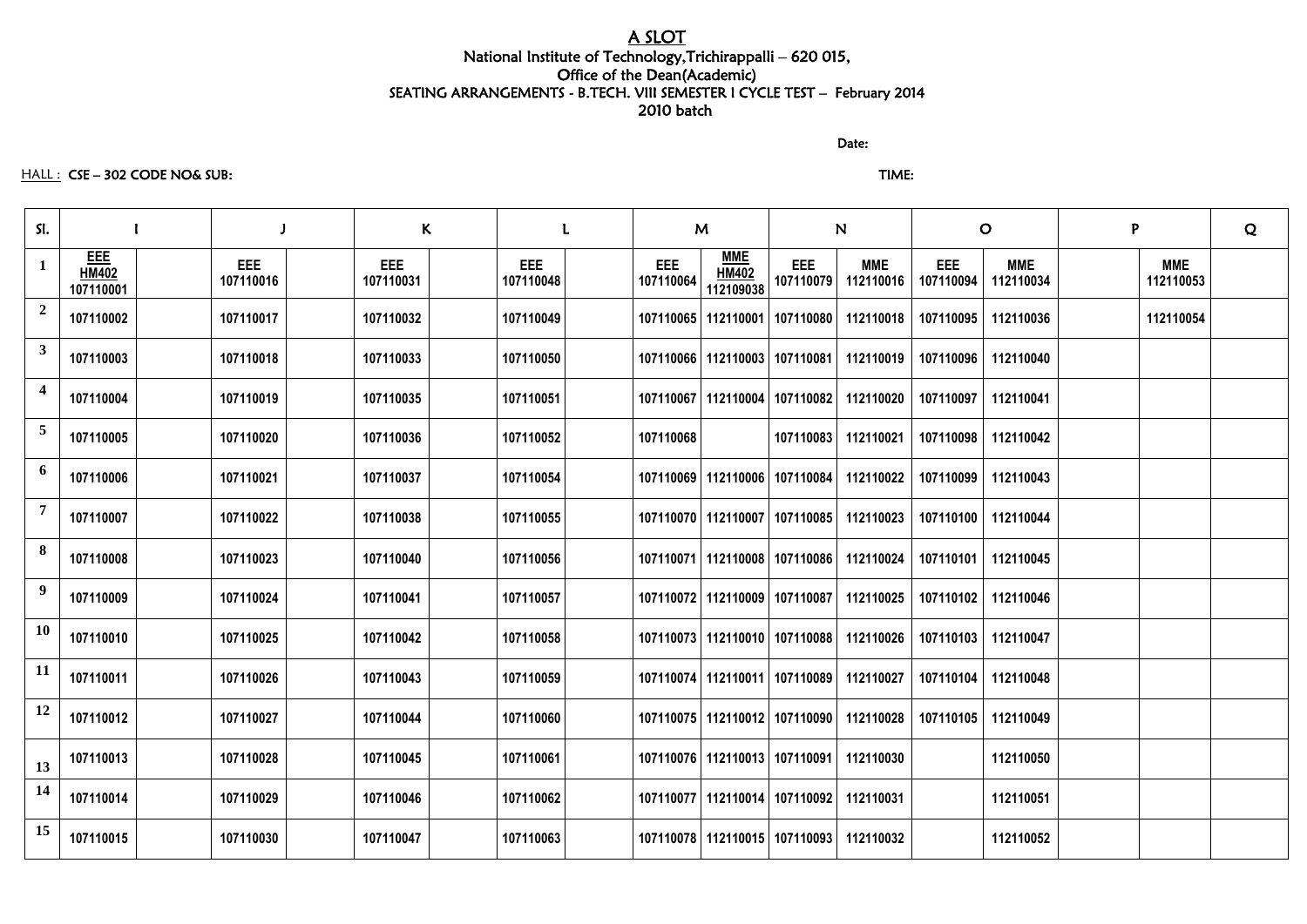# A SLOT

National Institute of Technology,Trichirappalli – 620 015,
Office of the Dean(Academic)
SEATING ARRANGEMENTS - B.TECH. VIII SEMESTER I CYCLE TEST – February 2014
2010 batch

Date:

HALL : CSE – 302 CODE NO& SUB:

TIME:

| Sl. | I | | J | | K | | L | | M | | N | | O | | P | | Q |
|---|---|---|---|---|---|---|---|---|---|---|---|---|---|---|---|---|---|
| 1 | EEE HM402 107110001 | | EEE 107110016 | | EEE 107110031 | | EEE 107110048 | | EEE 107110064 | MME HM402 112109038 | EEE 107110079 | MME 112110016 | EEE 107110094 | MME 112110034 | | MME 112110053 | |
| 2 | 107110002 | | 107110017 | | 107110032 | | 107110049 | | 107110065 | 112110001 | 107110080 | 112110018 | 107110095 | 112110036 | | 112110054 | |
| 3 | 107110003 | | 107110018 | | 107110033 | | 107110050 | | 107110066 | 112110003 | 107110081 | 112110019 | 107110096 | 112110040 | | | |
| 4 | 107110004 | | 107110019 | | 107110035 | | 107110051 | | 107110067 | 112110004 | 107110082 | 112110020 | 107110097 | 112110041 | | | |
| 5 | 107110005 | | 107110020 | | 107110036 | | 107110052 | | 107110068 | | 107110083 | 112110021 | 107110098 | 112110042 | | | |
| 6 | 107110006 | | 107110021 | | 107110037 | | 107110054 | | 107110069 | 112110006 | 107110084 | 112110022 | 107110099 | 112110043 | | | |
| 7 | 107110007 | | 107110022 | | 107110038 | | 107110055 | | 107110070 | 112110007 | 107110085 | 112110023 | 107110100 | 112110044 | | | |
| 8 | 107110008 | | 107110023 | | 107110040 | | 107110056 | | 107110071 | 112110008 | 107110086 | 112110024 | 107110101 | 112110045 | | | |
| 9 | 107110009 | | 107110024 | | 107110041 | | 107110057 | | 107110072 | 112110009 | 107110087 | 112110025 | 107110102 | 112110046 | | | |
| 10 | 107110010 | | 107110025 | | 107110042 | | 107110058 | | 107110073 | 112110010 | 107110088 | 112110026 | 107110103 | 112110047 | | | |
| 11 | 107110011 | | 107110026 | | 107110043 | | 107110059 | | 107110074 | 112110011 | 107110089 | 112110027 | 107110104 | 112110048 | | | |
| 12 | 107110012 | | 107110027 | | 107110044 | | 107110060 | | 107110075 | 112110012 | 107110090 | 112110028 | 107110105 | 112110049 | | | |
| 13 | 107110013 | | 107110028 | | 107110045 | | 107110061 | | 107110076 | 112110013 | 107110091 | 112110030 | | 112110050 | | | |
| 14 | 107110014 | | 107110029 | | 107110046 | | 107110062 | | 107110077 | 112110014 | 107110092 | 112110031 | | 112110051 | | | |
| 15 | 107110015 | | 107110030 | | 107110047 | | 107110063 | | 107110078 | 112110015 | 107110093 | 112110032 | | 112110052 | | | |